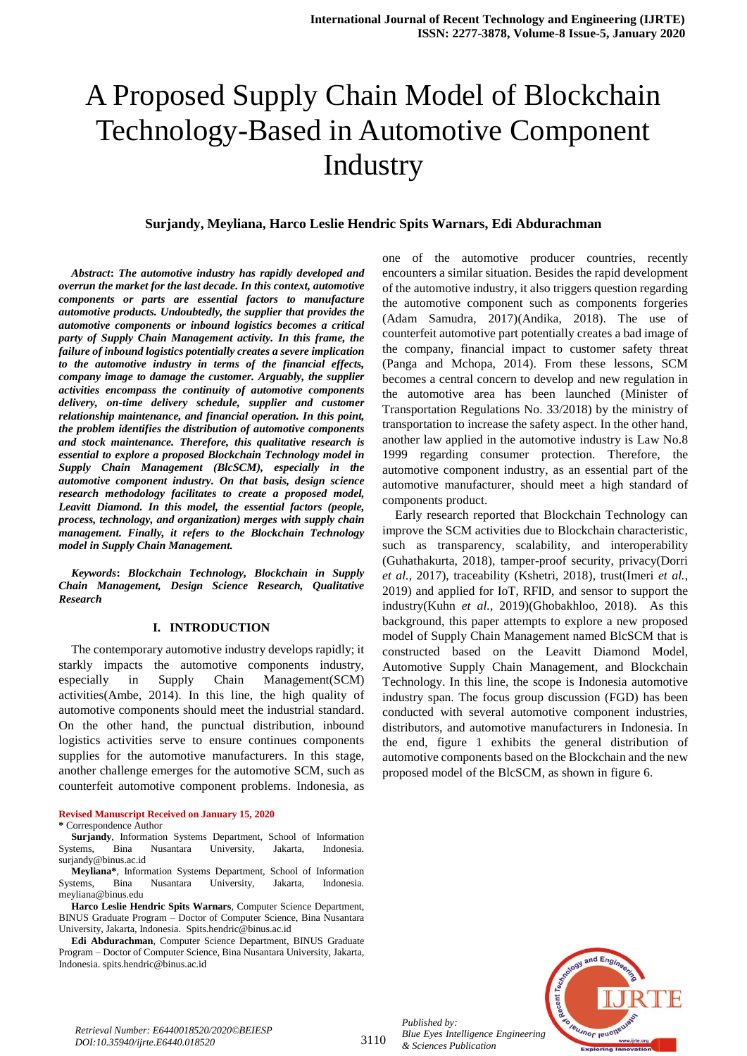# A Proposed Supply Chain Model of Blockchain Technology-Based in Automotive Component Industry

**Surjandy, Meyliana, Harco Leslie Hendric Spits Warnars, Edi Abdurachman**

***Abstract*: *The automotive industry has rapidly developed and overrun the market for the last decade. In this context, automotive components or parts are essential factors to manufacture automotive products. Undoubtedly, the supplier that provides the automotive components or inbound logistics becomes a critical party of Supply Chain Management activity. In this frame, the failure of inbound logistics potentially creates a severe implication to the automotive industry in terms of the financial effects, company image to damage the customer. Arguably, the supplier activities encompass the continuity of automotive components delivery, on-time delivery schedule, supplier and customer relationship maintenance, and financial operation. In this point, the problem identifies the distribution of automotive components and stock maintenance. Therefore, this qualitative research is essential to explore a proposed Blockchain Technology model in Supply Chain Management (BlcSCM), especially in the automotive component industry. On that basis, design science research methodology facilitates to create a proposed model, Leavitt Diamond. In this model, the essential factors (people, process, technology, and organization) merges with supply chain management. Finally, it refers to the Blockchain Technology model in Supply Chain Management.***

***Keywords*: *Blockchain Technology, Blockchain in Supply Chain Management, Design Science Research, Qualitative Research***

## I. INTRODUCTION

The contemporary automotive industry develops rapidly; it starkly impacts the automotive components industry, especially in Supply Chain Management(SCM) activities(Ambe, 2014). In this line, the high quality of automotive components should meet the industrial standard. On the other hand, the punctual distribution, inbound logistics activities serve to ensure continues components supplies for the automotive manufacturers. In this stage, another challenge emerges for the automotive SCM, such as counterfeit automotive component problems. Indonesia, as one of the automotive producer countries, recently encounters a similar situation. Besides the rapid development of the automotive industry, it also triggers question regarding the automotive component such as components forgeries (Adam Samudra, 2017)(Andika, 2018). The use of counterfeit automotive part potentially creates a bad image of the company, financial impact to customer safety threat (Panga and Mchopa, 2014). From these lessons, SCM becomes a central concern to develop and new regulation in the automotive area has been launched (Minister of Transportation Regulations No. 33/2018) by the ministry of transportation to increase the safety aspect. In the other hand, another law applied in the automotive industry is Law No.8 1999 regarding consumer protection. Therefore, the automotive component industry, as an essential part of the automotive manufacturer, should meet a high standard of components product.

Early research reported that Blockchain Technology can improve the SCM activities due to Blockchain characteristic, such as transparency, scalability, and interoperability (Guhathakurta, 2018), tamper-proof security, privacy(Dorri *et al.*, 2017), traceability (Kshetri, 2018), trust(Imeri *et al.*, 2019) and applied for IoT, RFID, and sensor to support the industry(Kuhn *et al.*, 2019)(Ghobakhloo, 2018). As this background, this paper attempts to explore a new proposed model of Supply Chain Management named BlcSCM that is constructed based on the Leavitt Diamond Model, Automotive Supply Chain Management, and Blockchain Technology. In this line, the scope is Indonesia automotive industry span. The focus group discussion (FGD) has been conducted with several automotive component industries, distributors, and automotive manufacturers in Indonesia. In the end, figure 1 exhibits the general distribution of automotive components based on the Blockchain and the new proposed model of the BlcSCM, as shown in figure 6.

---

**Revised Manuscript Received on January 15, 2020**

**\*** Correspondence Author

**Surjandy**, Information Systems Department, School of Information Systems, Bina Nusantara University, Jakarta, Indonesia. surjandy@binus.ac.id

**Meyliana\***, Information Systems Department, School of Information Systems, Bina Nusantara University, Jakarta, Indonesia. meyliana@binus.edu

**Harco Leslie Hendric Spits Warnars**, Computer Science Department, BINUS Graduate Program – Doctor of Computer Science, Bina Nusantara University, Jakarta, Indonesia. Spits.hendric@binus.ac.id

**Edi Abdurachman**, Computer Science Department, BINUS Graduate Program – Doctor of Computer Science, Bina Nusantara University, Jakarta, Indonesia. spits.hendric@binus.ac.id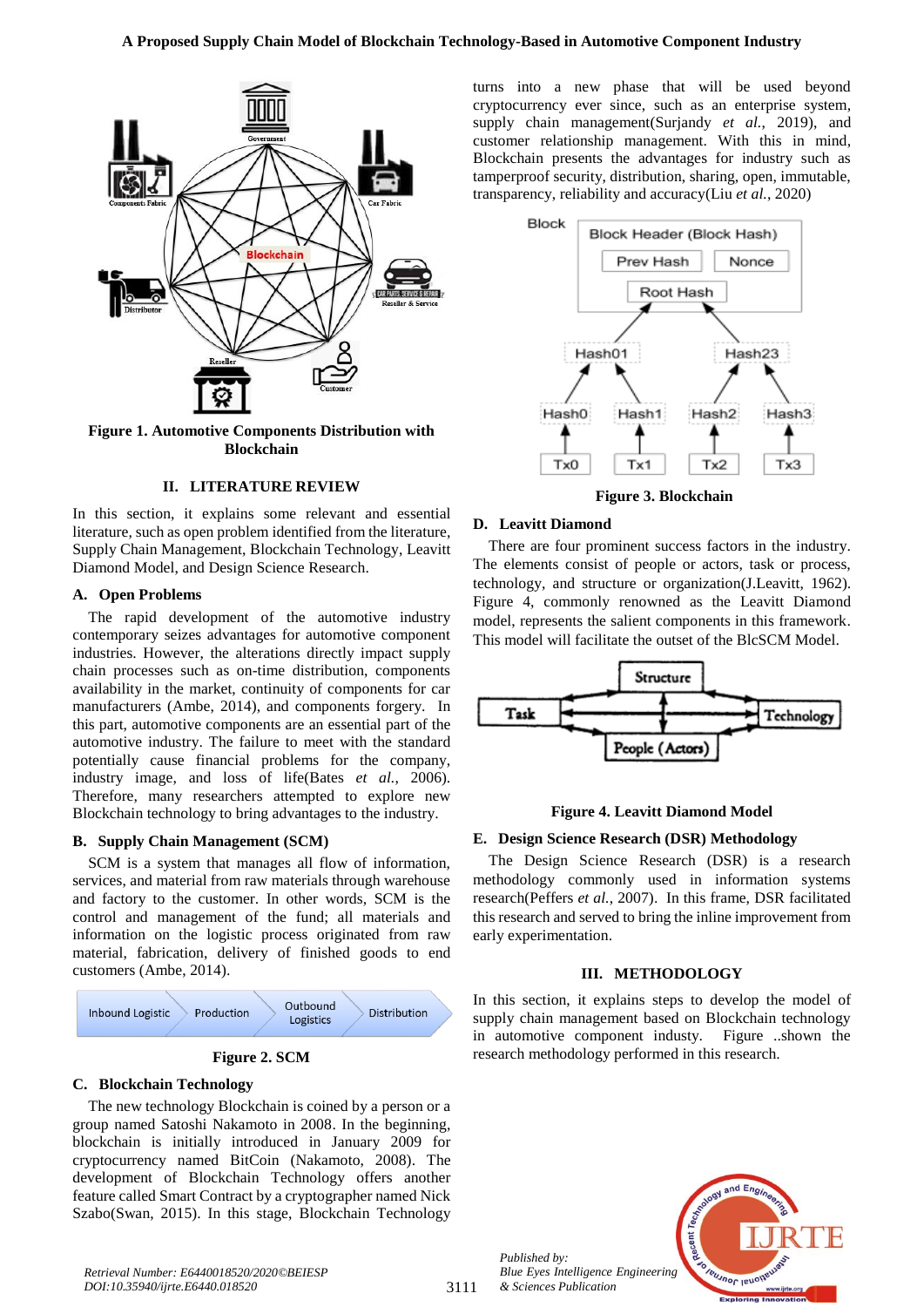Figure 1. Automotive Components Distribution with Blockchain

## II. LITERATURE REVIEW

In this section, it explains some relevant and essential literature, such as open problem identified from the literature, Supply Chain Management, Blockchain Technology, Leavitt Diamond Model, and Design Science Research.

### A. Open Problems

The rapid development of the automotive industry contemporary seizes advantages for automotive component industries. However, the alterations directly impact supply chain processes such as on-time distribution, components availability in the market, continuity of components for car manufacturers (Ambe, 2014), and components forgery. In this part, automotive components are an essential part of the automotive industry. The failure to meet with the standard potentially cause financial problems for the company, industry image, and loss of life(Bates *et al.*, 2006). Therefore, many researchers attempted to explore new Blockchain technology to bring advantages to the industry.

### B. Supply Chain Management (SCM)

SCM is a system that manages all flow of information, services, and material from raw materials through warehouse and factory to the customer. In other words, SCM is the control and management of the fund; all materials and information on the logistic process originated from raw material, fabrication, delivery of finished goods to end customers (Ambe, 2014).

Figure 2. SCM

### C. Blockchain Technology

The new technology Blockchain is coined by a person or a group named Satoshi Nakamoto in 2008. In the beginning, blockchain is initially introduced in January 2009 for cryptocurrency named BitCoin (Nakamoto, 2008). The development of Blockchain Technology offers another feature called Smart Contract by a cryptographer named Nick Szabo(Swan, 2015). In this stage, Blockchain Technology turns into a new phase that will be used beyond cryptocurrency ever since, such as an enterprise system, supply chain management(Surjandy *et al.*, 2019), and customer relationship management. With this in mind, Blockchain presents the advantages for industry such as tamperproof security, distribution, sharing, open, immutable, transparency, reliability and accuracy(Liu *et al.*, 2020)

Figure 3. Blockchain

### D. Leavitt Diamond

There are four prominent success factors in the industry. The elements consist of people or actors, task or process, technology, and structure or organization(J.Leavitt, 1962). Figure 4, commonly renowned as the Leavitt Diamond model, represents the salient components in this framework. This model will facilitate the outset of the BlcSCM Model.

Figure 4. Leavitt Diamond Model

### E. Design Science Research (DSR) Methodology

The Design Science Research (DSR) is a research methodology commonly used in information systems research(Peffers *et al.*, 2007). In this frame, DSR facilitated this research and served to bring the inline improvement from early experimentation.

## III. METHODOLOGY

In this section, it explains steps to develop the model of supply chain management based on Blockchain technology in automotive component industy. Figure ..shown the research methodology performed in this research.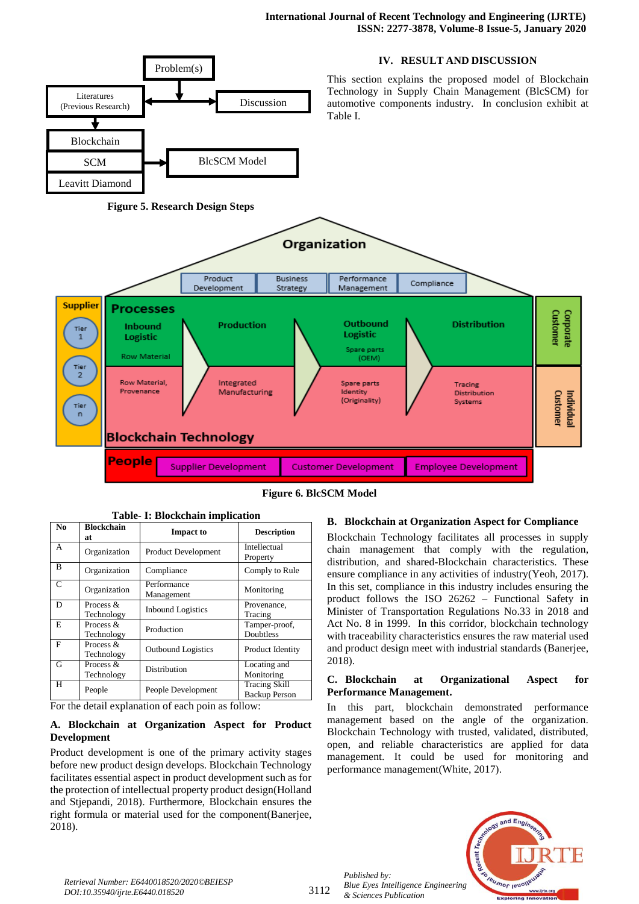Figure 5. Research Design Steps

Figure 6. BlcSCM Model

## IV. RESULT AND DISCUSSION

This section explains the proposed model of Blockchain Technology in Supply Chain Management (BlcSCM) for automotive components industry. In conclusion exhibit at Table I.

Table- I: Blockchain implication

| No | Blockchain at | Impact to | Description |
|---|---|---|---|
| A | Organization | Product Development | Intellectual Property |
| B | Organization | Compliance | Comply to Rule |
| C | Organization | Performance Management | Monitoring |
| D | Process & Technology | Inbound Logistics | Provenance, Tracing |
| E | Process & Technology | Production | Tamper-proof, Doubtless |
| F | Process & Technology | Outbound Logistics | Product Identity |
| G | Process & Technology | Distribution | Locating and Monitoring |
| H | People | People Development | Tracing Skill Backup Person |

For the detail explanation of each poin as follow:

### A. Blockchain at Organization Aspect for Product Development

Product development is one of the primary activity stages before new product design develops. Blockchain Technology facilitates essential aspect in product development such as for the protection of intellectual property product design(Holland and Stjepandi, 2018). Furthermore, Blockchain ensures the right formula or material used for the component(Banerjee, 2018).

### B. Blockchain at Organization Aspect for Compliance

Blockchain Technology facilitates all processes in supply chain management that comply with the regulation, distribution, and shared-Blockchain characteristics. These ensure compliance in any activities of industry(Yeoh, 2017). In this set, compliance in this industry includes ensuring the product follows the ISO 26262 – Functional Safety in Minister of Transportation Regulations No.33 in 2018 and Act No. 8 in 1999. In this corridor, blockchain technology with traceability characteristics ensures the raw material used and product design meet with industrial standards (Banerjee, 2018).

### C. Blockchain at Organizational Aspect for Performance Management.

In this part, blockchain demonstrated performance management based on the angle of the organization. Blockchain Technology with trusted, validated, distributed, open, and reliable characteristics are applied for data management. It could be used for monitoring and performance management(White, 2017).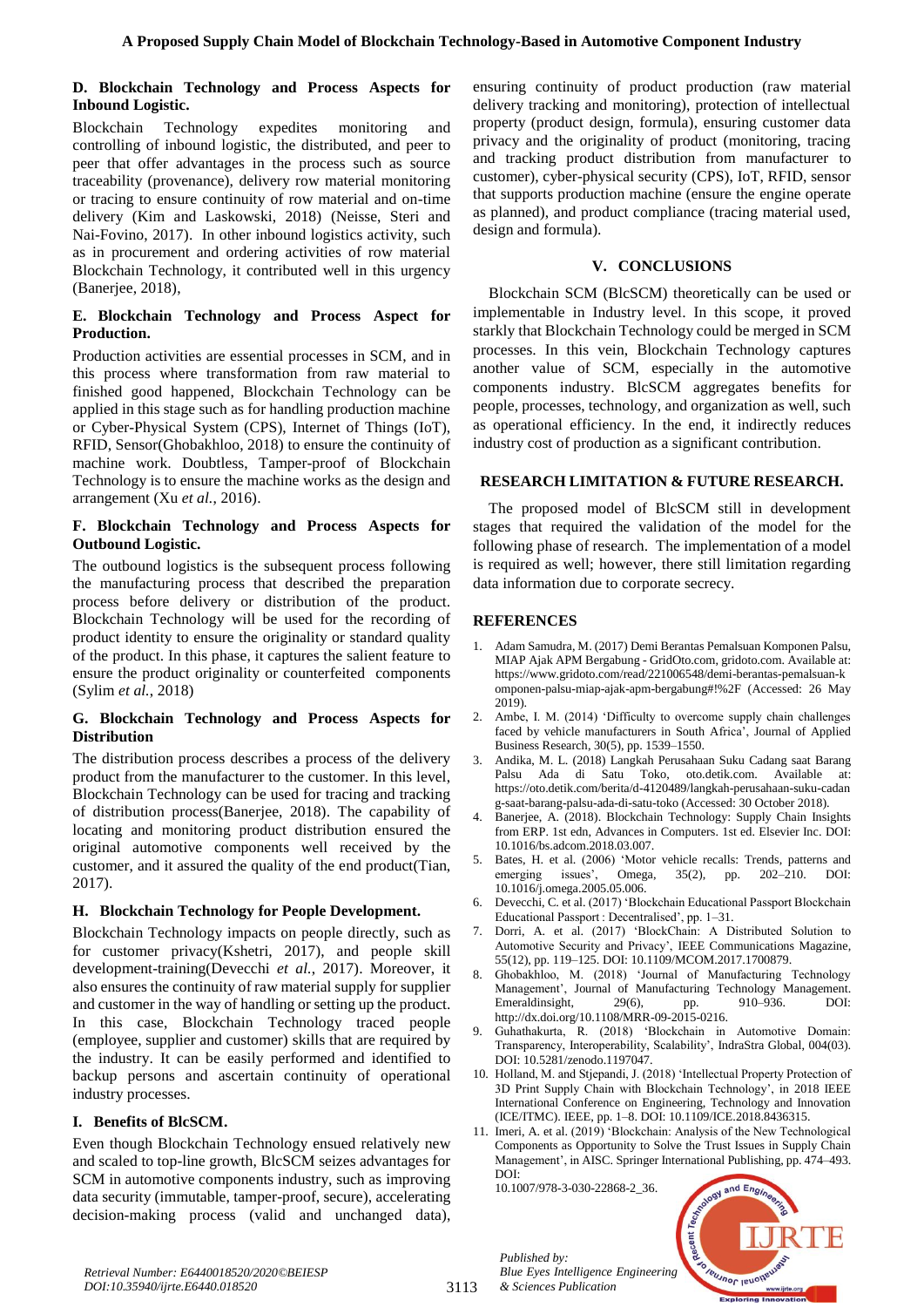### D. Blockchain Technology and Process Aspects for Inbound Logistic.

Blockchain Technology expedites monitoring and controlling of inbound logistic, the distributed, and peer to peer that offer advantages in the process such as source traceability (provenance), delivery row material monitoring or tracing to ensure continuity of row material and on-time delivery (Kim and Laskowski, 2018) (Neisse, Steri and Nai-Fovino, 2017). In other inbound logistics activity, such as in procurement and ordering activities of row material Blockchain Technology, it contributed well in this urgency (Banerjee, 2018),

### E. Blockchain Technology and Process Aspect for Production.

Production activities are essential processes in SCM, and in this process where transformation from raw material to finished good happened, Blockchain Technology can be applied in this stage such as for handling production machine or Cyber-Physical System (CPS), Internet of Things (IoT), RFID, Sensor(Ghobakhloo, 2018) to ensure the continuity of machine work. Doubtless, Tamper-proof of Blockchain Technology is to ensure the machine works as the design and arrangement (Xu *et al.*, 2016).

### F. Blockchain Technology and Process Aspects for Outbound Logistic.

The outbound logistics is the subsequent process following the manufacturing process that described the preparation process before delivery or distribution of the product. Blockchain Technology will be used for the recording of product identity to ensure the originality or standard quality of the product. In this phase, it captures the salient feature to ensure the product originality or counterfeited components (Sylim *et al.*, 2018)

### G. Blockchain Technology and Process Aspects for Distribution

The distribution process describes a process of the delivery product from the manufacturer to the customer. In this level, Blockchain Technology can be used for tracing and tracking of distribution process(Banerjee, 2018). The capability of locating and monitoring product distribution ensured the original automotive components well received by the customer, and it assured the quality of the end product(Tian, 2017).

### H. Blockchain Technology for People Development.

Blockchain Technology impacts on people directly, such as for customer privacy(Kshetri, 2017), and people skill development-training(Devecchi *et al.*, 2017). Moreover, it also ensures the continuity of raw material supply for supplier and customer in the way of handling or setting up the product. In this case, Blockchain Technology traced people (employee, supplier and customer) skills that are required by the industry. It can be easily performed and identified to backup persons and ascertain continuity of operational industry processes.

### I. Benefits of BlcSCM.

Even though Blockchain Technology ensued relatively new and scaled to top-line growth, BlcSCM seizes advantages for SCM in automotive components industry, such as improving data security (immutable, tamper-proof, secure), accelerating decision-making process (valid and unchanged data), ensuring continuity of product production (raw material delivery tracking and monitoring), protection of intellectual property (product design, formula), ensuring customer data privacy and the originality of product (monitoring, tracing and tracking product distribution from manufacturer to customer), cyber-physical security (CPS), IoT, RFID, sensor that supports production machine (ensure the engine operate as planned), and product compliance (tracing material used, design and formula).

## V. CONCLUSIONS

Blockchain SCM (BlcSCM) theoretically can be used or implementable in Industry level. In this scope, it proved starkly that Blockchain Technology could be merged in SCM processes. In this vein, Blockchain Technology captures another value of SCM, especially in the automotive components industry. BlcSCM aggregates benefits for people, processes, technology, and organization as well, such as operational efficiency. In the end, it indirectly reduces industry cost of production as a significant contribution.

## RESEARCH LIMITATION & FUTURE RESEARCH.

The proposed model of BlcSCM still in development stages that required the validation of the model for the following phase of research. The implementation of a model is required as well; however, there still limitation regarding data information due to corporate secrecy.

## REFERENCES

1. Adam Samudra, M. (2017) Demi Berantas Pemalsuan Komponen Palsu, MIAP Ajak APM Bergabung - GridOto.com, gridoto.com. Available at: https://www.gridoto.com/read/221006548/demi-berantas-pemalsuan-komponen-palsu-miap-ajak-apm-bergabung#!%2F (Accessed: 26 May 2019).
2. Ambe, I. M. (2014) 'Difficulty to overcome supply chain challenges faced by vehicle manufacturers in South Africa', Journal of Applied Business Research, 30(5), pp. 1539–1550.
3. Andika, M. L. (2018) Langkah Perusahaan Suku Cadang saat Barang Palsu Ada di Satu Toko, oto.detik.com. Available at: https://oto.detik.com/berita/d-4120489/langkah-perusahaan-suku-cadang-saat-barang-palsu-ada-di-satu-toko (Accessed: 30 October 2018).
4. Banerjee, A. (2018). Blockchain Technology: Supply Chain Insights from ERP. 1st edn, Advances in Computers. 1st ed. Elsevier Inc. DOI: 10.1016/bs.adcom.2018.03.007.
5. Bates, H. et al. (2006) 'Motor vehicle recalls: Trends, patterns and emerging issues', Omega, 35(2), pp. 202–210. DOI: 10.1016/j.omega.2005.05.006.
6. Devecchi, C. et al. (2017) 'Blockchain Educational Passport Blockchain Educational Passport : Decentralised', pp. 1–31.
7. Dorri, A. et al. (2017) 'BlockChain: A Distributed Solution to Automotive Security and Privacy', IEEE Communications Magazine, 55(12), pp. 119–125. DOI: 10.1109/MCOM.2017.1700879.
8. Ghobakhloo, M. (2018) 'Journal of Manufacturing Technology Management', Journal of Manufacturing Technology Management. Emeraldinsight, 29(6), pp. 910–936. DOI: http://dx.doi.org/10.1108/MRR-09-2015-0216.
9. Guhathakurta, R. (2018) 'Blockchain in Automotive Domain: Transparency, Interoperability, Scalability', IndraStra Global, 004(03). DOI: 10.5281/zenodo.1197047.
10. Holland, M. and Stjepandi, J. (2018) 'Intellectual Property Protection of 3D Print Supply Chain with Blockchain Technology', in 2018 IEEE International Conference on Engineering, Technology and Innovation (ICE/ITMC). IEEE, pp. 1–8. DOI: 10.1109/ICE.2018.8436315.
11. Imeri, A. et al. (2019) 'Blockchain: Analysis of the New Technological Components as Opportunity to Solve the Trust Issues in Supply Chain Management', in AISC. Springer International Publishing, pp. 474–493. DOI: 10.1007/978-3-030-22868-2_36.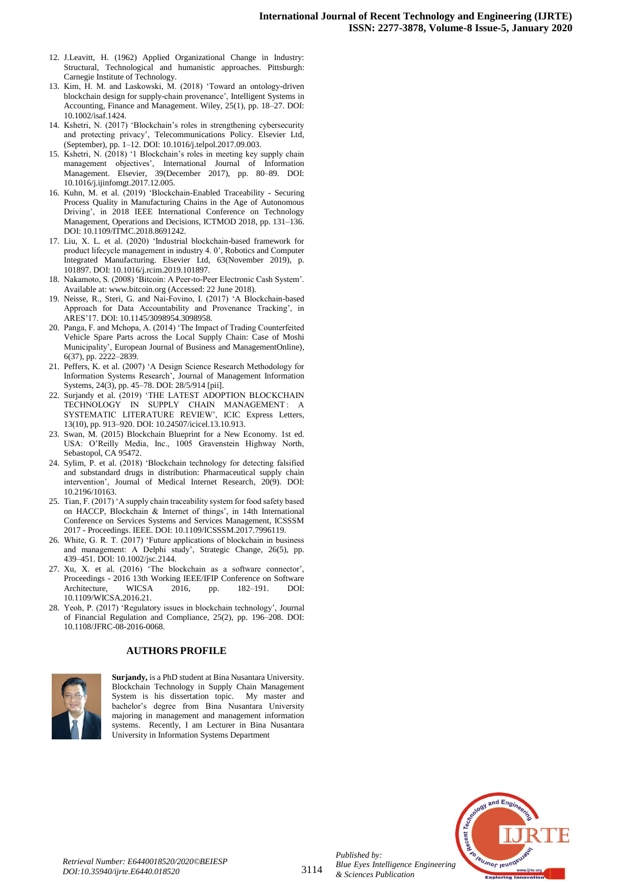12. J.Leavitt, H. (1962) Applied Organizational Change in Industry: Structural, Technological and humanistic approaches. Pittsburgh: Carnegie Institute of Technology.
13. Kim, H. M. and Laskowski, M. (2018) 'Toward an ontology-driven blockchain design for supply-chain provenance', Intelligent Systems in Accounting, Finance and Management. Wiley, 25(1), pp. 18–27. DOI: 10.1002/isaf.1424.
14. Kshetri, N. (2017) 'Blockchain's roles in strengthening cybersecurity and protecting privacy', Telecommunications Policy. Elsevier Ltd, (September), pp. 1–12. DOI: 10.1016/j.telpol.2017.09.003.
15. Kshetri, N. (2018) '1 Blockchain's roles in meeting key supply chain management objectives', International Journal of Information Management. Elsevier, 39(December 2017), pp. 80–89. DOI: 10.1016/j.ijinfomgt.2017.12.005.
16. Kuhn, M. et al. (2019) 'Blockchain-Enabled Traceability - Securing Process Quality in Manufacturing Chains in the Age of Autonomous Driving', in 2018 IEEE International Conference on Technology Management, Operations and Decisions, ICTMOD 2018, pp. 131–136. DOI: 10.1109/ITMC.2018.8691242.
17. Liu, X. L. et al. (2020) 'Industrial blockchain-based framework for product lifecycle management in industry 4. 0', Robotics and Computer Integrated Manufacturing. Elsevier Ltd, 63(November 2019), p. 101897. DOI: 10.1016/j.rcim.2019.101897.
18. Nakamoto, S. (2008) 'Bitcoin: A Peer-to-Peer Electronic Cash System'. Available at: www.bitcoin.org (Accessed: 22 June 2018).
19. Neisse, R., Steri, G. and Nai-Fovino, I. (2017) 'A Blockchain-based Approach for Data Accountability and Provenance Tracking', in ARES'17. DOI: 10.1145/3098954.3098958.
20. Panga, F. and Mchopa, A. (2014) 'The Impact of Trading Counterfeited Vehicle Spare Parts across the Local Supply Chain: Case of Moshi Municipality', European Journal of Business and ManagementOnline), 6(37), pp. 2222–2839.
21. Peffers, K. et al. (2007) 'A Design Science Research Methodology for Information Systems Research', Journal of Management Information Systems, 24(3), pp. 45–78. DOI: 28/5/914 [pii].
22. Surjandy et al. (2019) 'THE LATEST ADOPTION BLOCKCHAIN TECHNOLOGY IN SUPPLY CHAIN MANAGEMENT : A SYSTEMATIC LITERATURE REVIEW', ICIC Express Letters, 13(10), pp. 913–920. DOI: 10.24507/icicel.13.10.913.
23. Swan, M. (2015) Blockchain Blueprint for a New Economy. 1st ed. USA: O'Reilly Media, Inc., 1005 Gravenstein Highway North, Sebastopol, CA 95472.
24. Sylim, P. et al. (2018) 'Blockchain technology for detecting falsified and substandard drugs in distribution: Pharmaceutical supply chain intervention', Journal of Medical Internet Research, 20(9). DOI: 10.2196/10163.
25. Tian, F. (2017) 'A supply chain traceability system for food safety based on HACCP, Blockchain & Internet of things', in 14th International Conference on Services Systems and Services Management, ICSSSM 2017 - Proceedings. IEEE. DOI: 10.1109/ICSSSM.2017.7996119.
26. White, G. R. T. (2017) 'Future applications of blockchain in business and management: A Delphi study', Strategic Change, 26(5), pp. 439–451. DOI: 10.1002/jsc.2144.
27. Xu, X. et al. (2016) 'The blockchain as a software connector', Proceedings - 2016 13th Working IEEE/IFIP Conference on Software Architecture, WICSA 2016, pp. 182–191. DOI: 10.1109/WICSA.2016.21.
28. Yeoh, P. (2017) 'Regulatory issues in blockchain technology', Journal of Financial Regulation and Compliance, 25(2), pp. 196–208. DOI: 10.1108/JFRC-08-2016-0068.

## AUTHORS PROFILE

**Surjandy,** is a PhD student at Bina Nusantara University. Blockchain Technology in Supply Chain Management System is his dissertation topic. My master and bachelor's degree from Bina Nusantara University majoring in management and management information systems. Recently, I am Lecturer in Bina Nusantara University in Information Systems Department